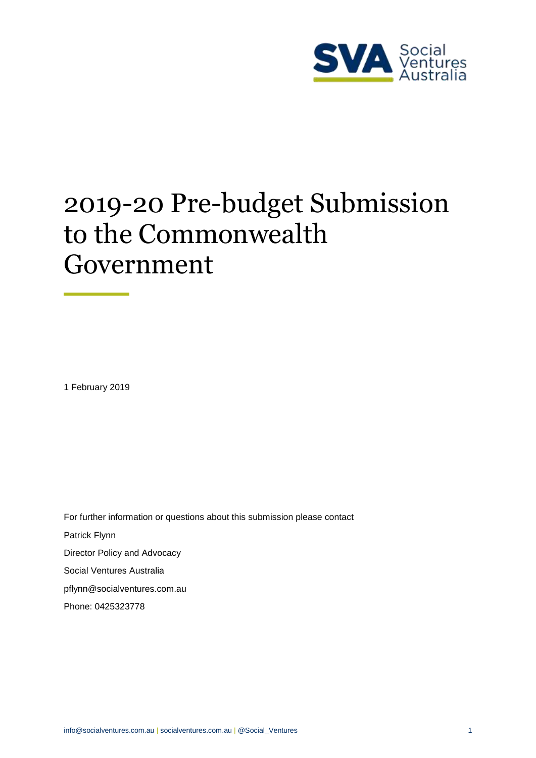# 2019-20 Pre-budget Submission to the Commonwealth Government

1 February 2019

For further information or questions about this submission please contact

Patrick Flynn

Director Policy and Advocacy

Social Ventures Australia

pflynn@socialventures.com.au

Phone: 0425323778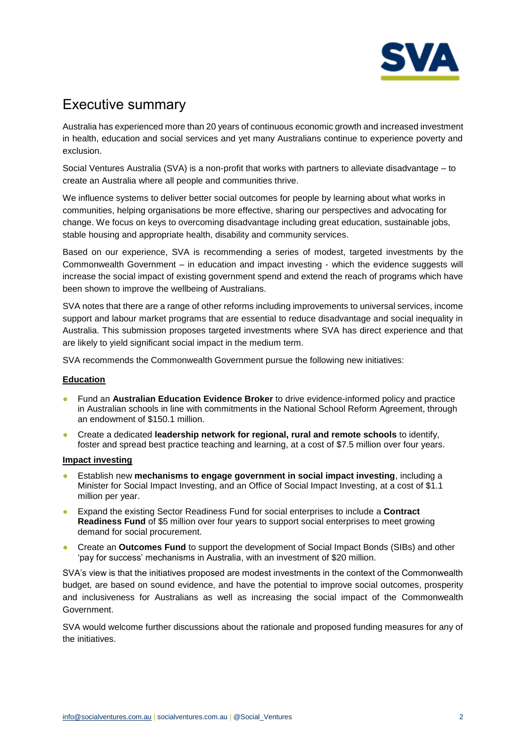# Executive summary

Australia has experienced more than 20 years of continuous economic growth and increased investment in health, education and social services and yet many Australians continue to experience poverty and exclusion.

Social Ventures Australia (SVA) is a non-profit that works with partners to alleviate disadvantage – to create an Australia where all people and communities thrive.

We influence systems to deliver better social outcomes for people by learning about what works in communities, helping organisations be more effective, sharing our perspectives and advocating for change. We focus on keys to overcoming disadvantage including great education, sustainable jobs, stable housing and appropriate health, disability and community services.

Based on our experience, SVA is recommending a series of modest, targeted investments by the Commonwealth Government – in education and impact investing - which the evidence suggests will increase the social impact of existing government spend and extend the reach of programs which have been shown to improve the wellbeing of Australians.

SVA notes that there are a range of other reforms including improvements to universal services, income support and labour market programs that are essential to reduce disadvantage and social inequality in Australia. This submission proposes targeted investments where SVA has direct experience and that are likely to yield significant social impact in the medium term.

SVA recommends the Commonwealth Government pursue the following new initiatives:

**Education**

- Fund an **Australian Education Evidence Broker** to drive evidence-informed policy and practice in Australian schools in line with commitments in the National School Reform Agreement, through an endowment of $150.1 million.
- Create a dedicated **leadership network for regional, rural and remote schools** to identify, foster and spread best practice teaching and learning, at a cost of $7.5 million over four years.

**Impact investing**

- Establish new **mechanisms to engage government in social impact investing**, including a Minister for Social Impact Investing, and an Office of Social Impact Investing, at a cost of $1.1 million per year.
- Expand the existing Sector Readiness Fund for social enterprises to include a **Contract Readiness Fund** of $5 million over four years to support social enterprises to meet growing demand for social procurement.
- Create an **Outcomes Fund** to support the development of Social Impact Bonds (SIBs) and other 'pay for success' mechanisms in Australia, with an investment of $20 million.

SVA's view is that the initiatives proposed are modest investments in the context of the Commonwealth budget, are based on sound evidence, and have the potential to improve social outcomes, prosperity and inclusiveness for Australians as well as increasing the social impact of the Commonwealth Government.

SVA would welcome further discussions about the rationale and proposed funding measures for any of the initiatives.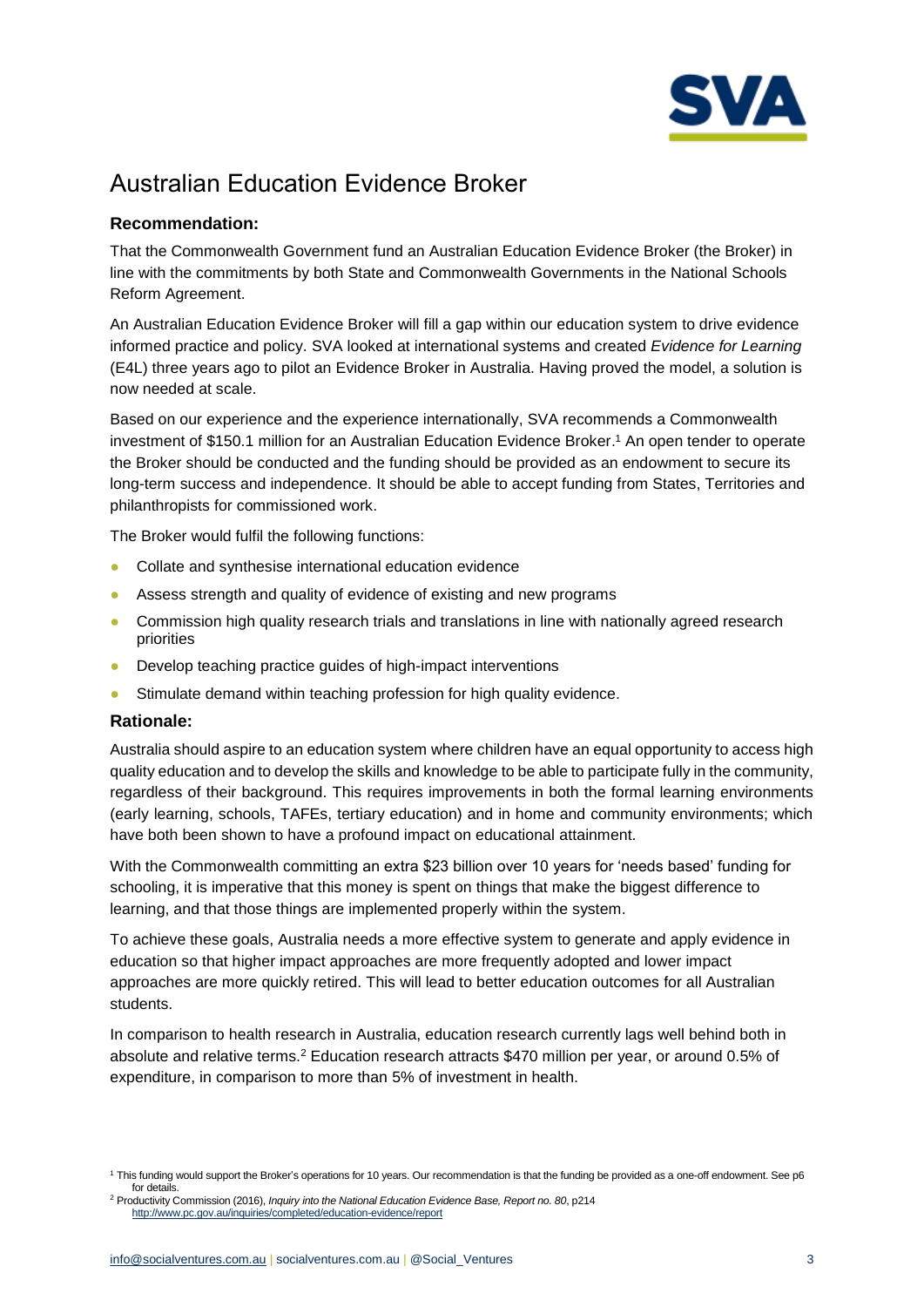# Australian Education Evidence Broker

### Recommendation:

That the Commonwealth Government fund an Australian Education Evidence Broker (the Broker) in line with the commitments by both State and Commonwealth Governments in the National Schools Reform Agreement.

An Australian Education Evidence Broker will fill a gap within our education system to drive evidence informed practice and policy. SVA looked at international systems and created *Evidence for Learning* (E4L) three years ago to pilot an Evidence Broker in Australia. Having proved the model, a solution is now needed at scale.

Based on our experience and the experience internationally, SVA recommends a Commonwealth investment of $150.1 million for an Australian Education Evidence Broker.[1] An open tender to operate the Broker should be conducted and the funding should be provided as an endowment to secure its long-term success and independence. It should be able to accept funding from States, Territories and philanthropists for commissioned work.

The Broker would fulfil the following functions:

- Collate and synthesise international education evidence
- Assess strength and quality of evidence of existing and new programs
- Commission high quality research trials and translations in line with nationally agreed research priorities
- Develop teaching practice guides of high-impact interventions
- Stimulate demand within teaching profession for high quality evidence.

### Rationale:

Australia should aspire to an education system where children have an equal opportunity to access high quality education and to develop the skills and knowledge to be able to participate fully in the community, regardless of their background. This requires improvements in both the formal learning environments (early learning, schools, TAFEs, tertiary education) and in home and community environments; which have both been shown to have a profound impact on educational attainment.

With the Commonwealth committing an extra $23 billion over 10 years for 'needs based' funding for schooling, it is imperative that this money is spent on things that make the biggest difference to learning, and that those things are implemented properly within the system.

To achieve these goals, Australia needs a more effective system to generate and apply evidence in education so that higher impact approaches are more frequently adopted and lower impact approaches are more quickly retired. This will lead to better education outcomes for all Australian students.

In comparison to health research in Australia, education research currently lags well behind both in absolute and relative terms.[2] Education research attracts $470 million per year, or around 0.5% of expenditure, in comparison to more than 5% of investment in health.

---

[1] This funding would support the Broker's operations for 10 years. Our recommendation is that the funding be provided as a one-off endowment. See p6 for details.

[2] Productivity Commission (2016), *Inquiry into the National Education Evidence Base, Report no. 80*, p214 http://www.pc.gov.au/inquiries/completed/education-evidence/report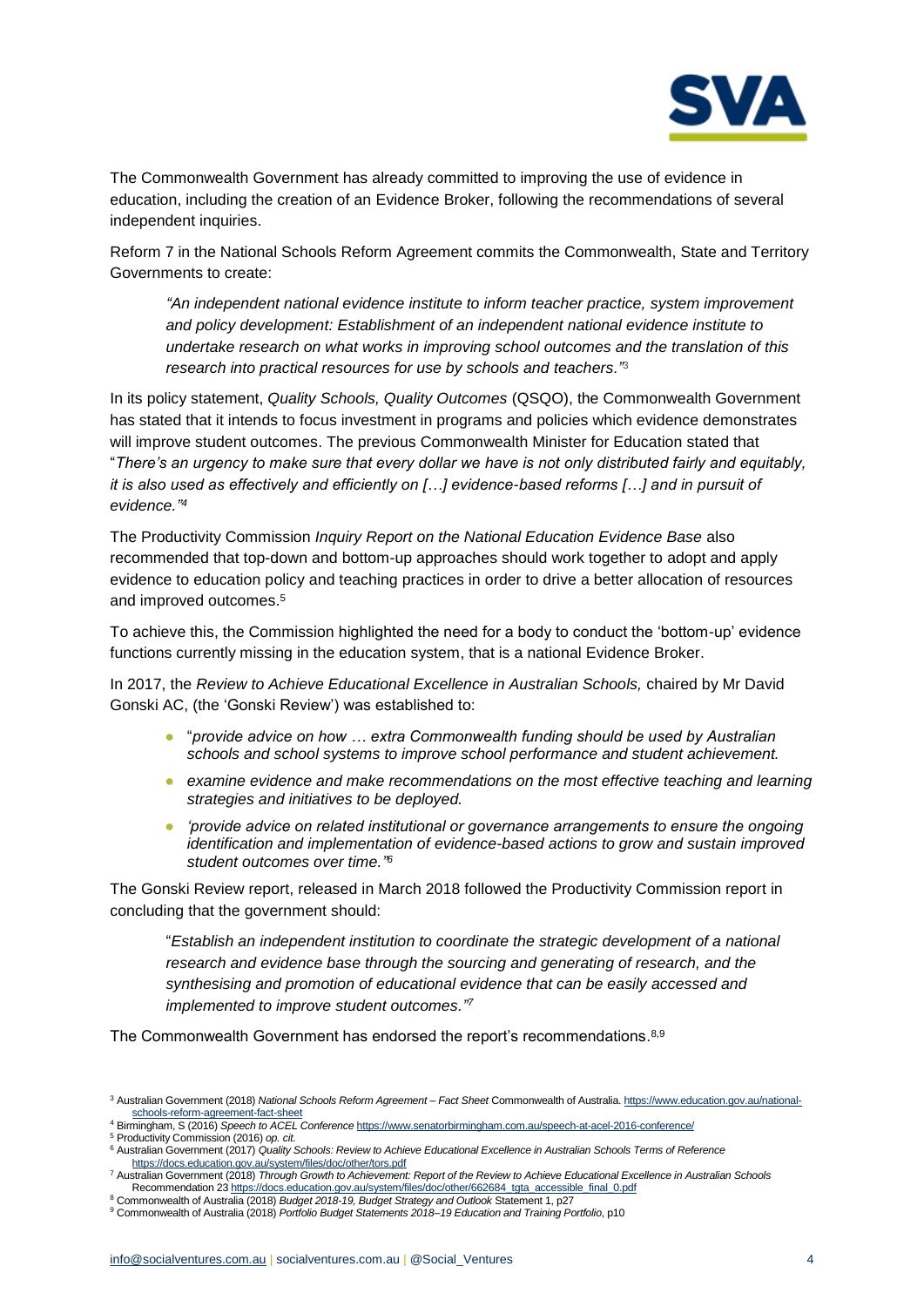The Commonwealth Government has already committed to improving the use of evidence in education, including the creation of an Evidence Broker, following the recommendations of several independent inquiries.

Reform 7 in the National Schools Reform Agreement commits the Commonwealth, State and Territory Governments to create:

> *"An independent national evidence institute to inform teacher practice, system improvement and policy development: Establishment of an independent national evidence institute to undertake research on what works in improving school outcomes and the translation of this research into practical resources for use by schools and teachers."*[3]

In its policy statement, *Quality Schools, Quality Outcomes* (QSQO), the Commonwealth Government has stated that it intends to focus investment in programs and policies which evidence demonstrates will improve student outcomes. The previous Commonwealth Minister for Education stated that "*There's an urgency to make sure that every dollar we have is not only distributed fairly and equitably, it is also used as effectively and efficiently on […] evidence-based reforms […] and in pursuit of evidence."*[4]

The Productivity Commission *Inquiry Report on the National Education Evidence Base* also recommended that top-down and bottom-up approaches should work together to adopt and apply evidence to education policy and teaching practices in order to drive a better allocation of resources and improved outcomes.[5]

To achieve this, the Commission highlighted the need for a body to conduct the 'bottom-up' evidence functions currently missing in the education system, that is a national Evidence Broker.

In 2017, the *Review to Achieve Educational Excellence in Australian Schools,* chaired by Mr David Gonski AC, (the 'Gonski Review') was established to:

- "*provide advice on how … extra Commonwealth funding should be used by Australian schools and school systems to improve school performance and student achievement.*
- *examine evidence and make recommendations on the most effective teaching and learning strategies and initiatives to be deployed.*
- *'provide advice on related institutional or governance arrangements to ensure the ongoing identification and implementation of evidence-based actions to grow and sustain improved student outcomes over time."*[6]

The Gonski Review report, released in March 2018 followed the Productivity Commission report in concluding that the government should:

> "*Establish an independent institution to coordinate the strategic development of a national research and evidence base through the sourcing and generating of research, and the synthesising and promotion of educational evidence that can be easily accessed and implemented to improve student outcomes."*[7]

The Commonwealth Government has endorsed the report's recommendations.[8,9]

---

[3] Australian Government (2018) *National Schools Reform Agreement – Fact Sheet* Commonwealth of Australia. https://www.education.gov.au/national-schools-reform-agreement-fact-sheet

[4] Birmingham, S (2016) *Speech to ACEL Conference* https://www.senatorbirmingham.com.au/speech-at-acel-2016-conference/

[5] Productivity Commission (2016) *op. cit.*

[6] Australian Government (2017) *Quality Schools: Review to Achieve Educational Excellence in Australian Schools Terms of Reference* https://docs.education.gov.au/system/files/doc/other/tors.pdf

[7] Australian Government (2018) *Through Growth to Achievement: Report of the Review to Achieve Educational Excellence in Australian Schools* Recommendation 23 https://docs.education.gov.au/system/files/doc/other/662684_tgta_accessible_final_0.pdf

[8] Commonwealth of Australia (2018) *Budget 2018-19, Budget Strategy and Outlook* Statement 1, p27

[9] Commonwealth of Australia (2018) *Portfolio Budget Statements 2018–19 Education and Training Portfolio*, p10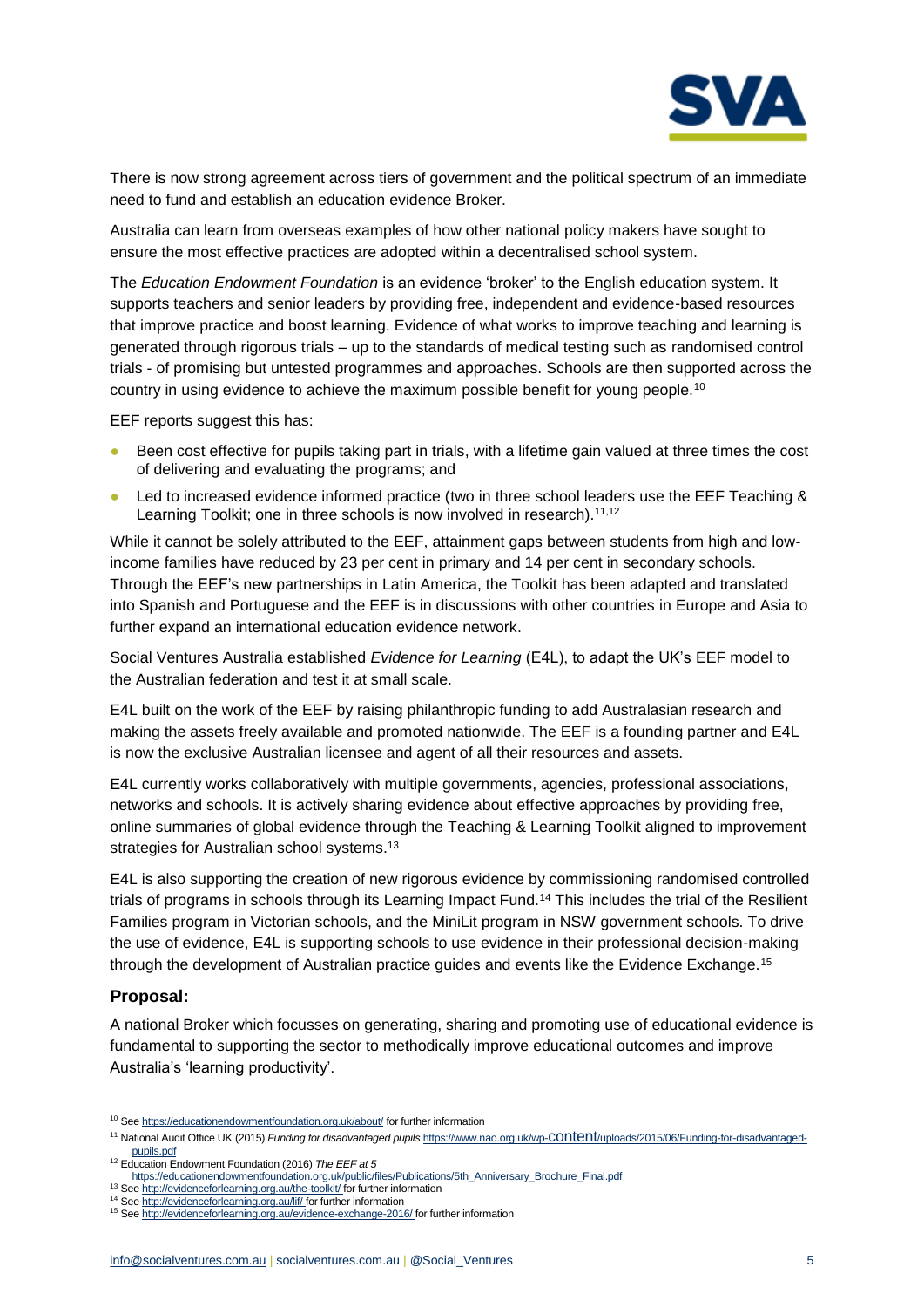There is now strong agreement across tiers of government and the political spectrum of an immediate need to fund and establish an education evidence Broker.

Australia can learn from overseas examples of how other national policy makers have sought to ensure the most effective practices are adopted within a decentralised school system.

The *Education Endowment Foundation* is an evidence 'broker' to the English education system. It supports teachers and senior leaders by providing free, independent and evidence-based resources that improve practice and boost learning. Evidence of what works to improve teaching and learning is generated through rigorous trials – up to the standards of medical testing such as randomised control trials - of promising but untested programmes and approaches. Schools are then supported across the country in using evidence to achieve the maximum possible benefit for young people.[10]

EEF reports suggest this has:

- Been cost effective for pupils taking part in trials, with a lifetime gain valued at three times the cost of delivering and evaluating the programs; and
- Led to increased evidence informed practice (two in three school leaders use the EEF Teaching & Learning Toolkit; one in three schools is now involved in research).[11,12]

While it cannot be solely attributed to the EEF, attainment gaps between students from high and low-income families have reduced by 23 per cent in primary and 14 per cent in secondary schools. Through the EEF's new partnerships in Latin America, the Toolkit has been adapted and translated into Spanish and Portuguese and the EEF is in discussions with other countries in Europe and Asia to further expand an international education evidence network.

Social Ventures Australia established *Evidence for Learning* (E4L), to adapt the UK's EEF model to the Australian federation and test it at small scale.

E4L built on the work of the EEF by raising philanthropic funding to add Australasian research and making the assets freely available and promoted nationwide. The EEF is a founding partner and E4L is now the exclusive Australian licensee and agent of all their resources and assets.

E4L currently works collaboratively with multiple governments, agencies, professional associations, networks and schools. It is actively sharing evidence about effective approaches by providing free, online summaries of global evidence through the Teaching & Learning Toolkit aligned to improvement strategies for Australian school systems.[13]

E4L is also supporting the creation of new rigorous evidence by commissioning randomised controlled trials of programs in schools through its Learning Impact Fund.[14] This includes the trial of the Resilient Families program in Victorian schools, and the MiniLit program in NSW government schools. To drive the use of evidence, E4L is supporting schools to use evidence in their professional decision-making through the development of Australian practice guides and events like the Evidence Exchange.[15]

### Proposal:

A national Broker which focusses on generating, sharing and promoting use of educational evidence is fundamental to supporting the sector to methodically improve educational outcomes and improve Australia's 'learning productivity'.

---

[10] See https://educationendowmentfoundation.org.uk/about/ for further information

[11] National Audit Office UK (2015) *Funding for disadvantaged pupils* https://www.nao.org.uk/wp-content/uploads/2015/06/Funding-for-disadvantaged-pupils.pdf

[12] Education Endowment Foundation (2016) *The EEF at 5* https://educationendowmentfoundation.org.uk/public/files/Publications/5th_Anniversary_Brochure_Final.pdf

[13] See http://evidenceforlearning.org.au/the-toolkit/ for further information

[14] See http://evidenceforlearning.org.au/lif/ for further information

[15] See http://evidenceforlearning.org.au/evidence-exchange-2016/ for further information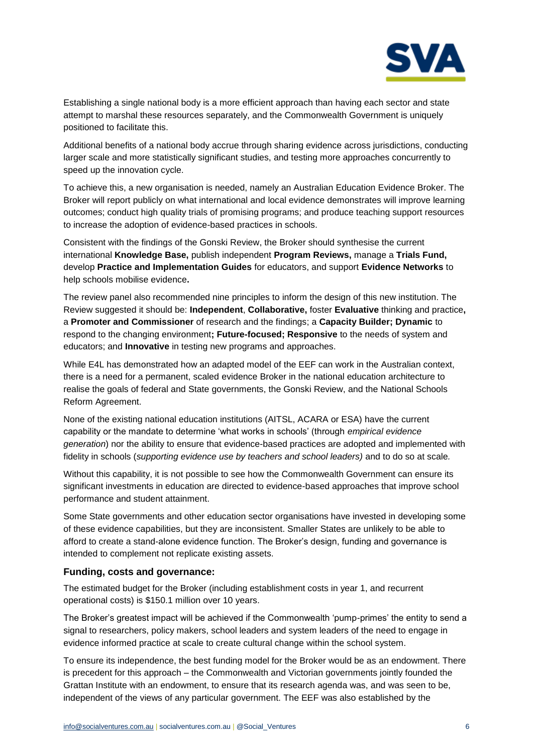Establishing a single national body is a more efficient approach than having each sector and state attempt to marshal these resources separately, and the Commonwealth Government is uniquely positioned to facilitate this.

Additional benefits of a national body accrue through sharing evidence across jurisdictions, conducting larger scale and more statistically significant studies, and testing more approaches concurrently to speed up the innovation cycle.

To achieve this, a new organisation is needed, namely an Australian Education Evidence Broker. The Broker will report publicly on what international and local evidence demonstrates will improve learning outcomes; conduct high quality trials of promising programs; and produce teaching support resources to increase the adoption of evidence-based practices in schools.

Consistent with the findings of the Gonski Review, the Broker should synthesise the current international **Knowledge Base,** publish independent **Program Reviews,** manage a **Trials Fund,** develop **Practice and Implementation Guides** for educators, and support **Evidence Networks** to help schools mobilise evidence**.**

The review panel also recommended nine principles to inform the design of this new institution. The Review suggested it should be: **Independent**, **Collaborative,** foster **Evaluative** thinking and practice**,** a **Promoter and Commissioner** of research and the findings; a **Capacity Builder; Dynamic** to respond to the changing environment**; Future-focused; Responsive** to the needs of system and educators; and **Innovative** in testing new programs and approaches.

While E4L has demonstrated how an adapted model of the EEF can work in the Australian context, there is a need for a permanent, scaled evidence Broker in the national education architecture to realise the goals of federal and State governments, the Gonski Review, and the National Schools Reform Agreement.

None of the existing national education institutions (AITSL, ACARA or ESA) have the current capability or the mandate to determine 'what works in schools' (through *empirical evidence generation*) nor the ability to ensure that evidence-based practices are adopted and implemented with fidelity in schools (*supporting evidence use by teachers and school leaders)* and to do so at scale*.*

Without this capability, it is not possible to see how the Commonwealth Government can ensure its significant investments in education are directed to evidence-based approaches that improve school performance and student attainment.

Some State governments and other education sector organisations have invested in developing some of these evidence capabilities, but they are inconsistent. Smaller States are unlikely to be able to afford to create a stand-alone evidence function. The Broker's design, funding and governance is intended to complement not replicate existing assets.

### Funding, costs and governance:

The estimated budget for the Broker (including establishment costs in year 1, and recurrent operational costs) is $150.1 million over 10 years.

The Broker's greatest impact will be achieved if the Commonwealth 'pump-primes' the entity to send a signal to researchers, policy makers, school leaders and system leaders of the need to engage in evidence informed practice at scale to create cultural change within the school system.

To ensure its independence, the best funding model for the Broker would be as an endowment. There is precedent for this approach – the Commonwealth and Victorian governments jointly founded the Grattan Institute with an endowment, to ensure that its research agenda was, and was seen to be, independent of the views of any particular government. The EEF was also established by the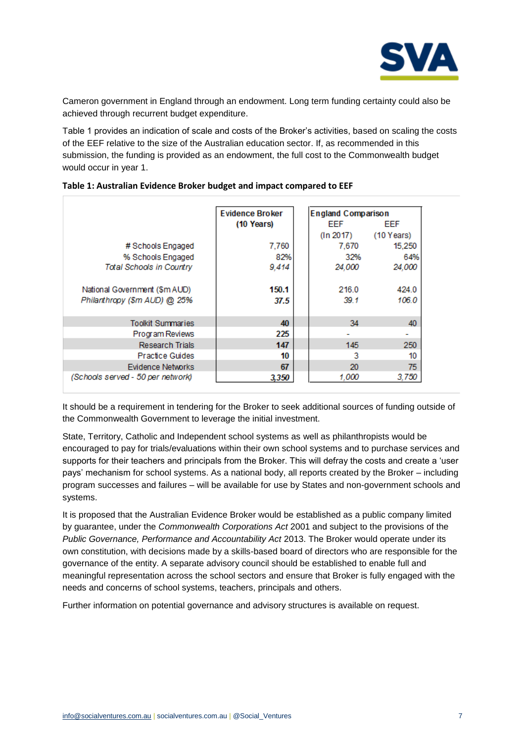Cameron government in England through an endowment. Long term funding certainty could also be achieved through recurrent budget expenditure.

Table 1 provides an indication of scale and costs of the Broker's activities, based on scaling the costs of the EEF relative to the size of the Australian education sector. If, as recommended in this submission, the funding is provided as an endowment, the full cost to the Commonwealth budget would occur in year 1.

**Table 1: Australian Evidence Broker budget and impact compared to EEF**

| | Evidence Broker (10 Years) | England Comparison EEF (In 2017) | EEF (10 Years) |
|---|---|---|---|
| # Schools Engaged | 7,760 | 7,670 | 15,250 |
| % Schools Engaged | 82% | 32% | 64% |
| *Total Schools in Country* | *9,414* | *24,000* | *24,000* |
| National Government ($m AUD) | **150.1** | 216.0 | 424.0 |
| *Philanthropy ($m AUD) @ 25%* | ***37.5*** | *39.1* | *106.0* |
| Toolkit Summaries | **40** | 34 | 40 |
| Program Reviews | **225** | - | - |
| Research Trials | **147** | 145 | 250 |
| Practice Guides | **10** | 3 | 10 |
| Evidence Networks | **67** | 20 | 75 |
| *(Schools served - 50 per network)* | ***3,350*** | *1,000* | *3,750* |

It should be a requirement in tendering for the Broker to seek additional sources of funding outside of the Commonwealth Government to leverage the initial investment.

State, Territory, Catholic and Independent school systems as well as philanthropists would be encouraged to pay for trials/evaluations within their own school systems and to purchase services and supports for their teachers and principals from the Broker. This will defray the costs and create a 'user pays' mechanism for school systems. As a national body, all reports created by the Broker – including program successes and failures – will be available for use by States and non-government schools and systems.

It is proposed that the Australian Evidence Broker would be established as a public company limited by guarantee, under the *Commonwealth Corporations Act* 2001 and subject to the provisions of the *Public Governance, Performance and Accountability Act* 2013. The Broker would operate under its own constitution, with decisions made by a skills-based board of directors who are responsible for the governance of the entity. A separate advisory council should be established to enable full and meaningful representation across the school sectors and ensure that Broker is fully engaged with the needs and concerns of school systems, teachers, principals and others.

Further information on potential governance and advisory structures is available on request.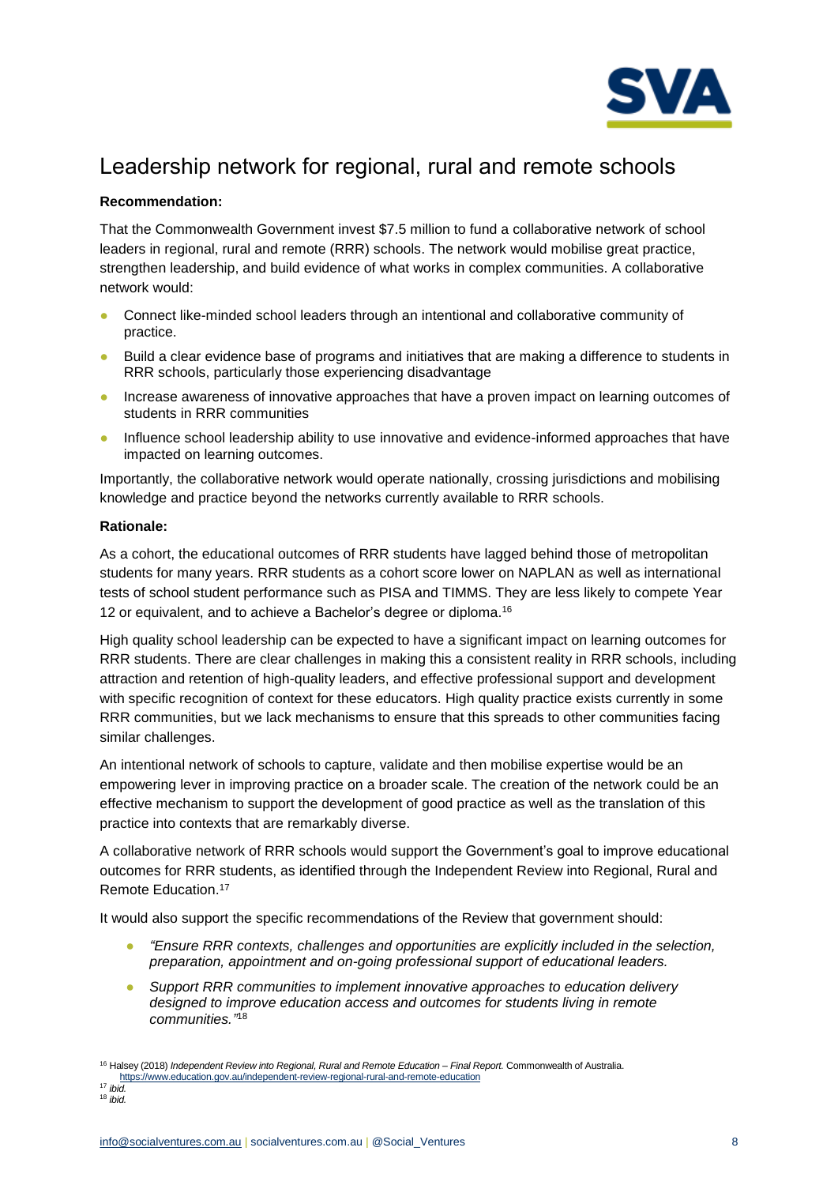## Leadership network for regional, rural and remote schools

**Recommendation:**

That the Commonwealth Government invest $7.5 million to fund a collaborative network of school leaders in regional, rural and remote (RRR) schools. The network would mobilise great practice, strengthen leadership, and build evidence of what works in complex communities. A collaborative network would:

- Connect like-minded school leaders through an intentional and collaborative community of practice.
- Build a clear evidence base of programs and initiatives that are making a difference to students in RRR schools, particularly those experiencing disadvantage
- Increase awareness of innovative approaches that have a proven impact on learning outcomes of students in RRR communities
- Influence school leadership ability to use innovative and evidence-informed approaches that have impacted on learning outcomes.

Importantly, the collaborative network would operate nationally, crossing jurisdictions and mobilising knowledge and practice beyond the networks currently available to RRR schools.

**Rationale:**

As a cohort, the educational outcomes of RRR students have lagged behind those of metropolitan students for many years. RRR students as a cohort score lower on NAPLAN as well as international tests of school student performance such as PISA and TIMMS. They are less likely to compete Year 12 or equivalent, and to achieve a Bachelor's degree or diploma.[16]

High quality school leadership can be expected to have a significant impact on learning outcomes for RRR students. There are clear challenges in making this a consistent reality in RRR schools, including attraction and retention of high-quality leaders, and effective professional support and development with specific recognition of context for these educators. High quality practice exists currently in some RRR communities, but we lack mechanisms to ensure that this spreads to other communities facing similar challenges.

An intentional network of schools to capture, validate and then mobilise expertise would be an empowering lever in improving practice on a broader scale. The creation of the network could be an effective mechanism to support the development of good practice as well as the translation of this practice into contexts that are remarkably diverse.

A collaborative network of RRR schools would support the Government's goal to improve educational outcomes for RRR students, as identified through the Independent Review into Regional, Rural and Remote Education.[17]

It would also support the specific recommendations of the Review that government should:

- *"Ensure RRR contexts, challenges and opportunities are explicitly included in the selection, preparation, appointment and on-going professional support of educational leaders.*
- *Support RRR communities to implement innovative approaches to education delivery designed to improve education access and outcomes for students living in remote communities."*[18]

---

[16] Halsey (2018) *Independent Review into Regional, Rural and Remote Education – Final Report.* Commonwealth of Australia. https://www.education.gov.au/independent-review-regional-rural-and-remote-education

[17] *ibid.*

[18] *ibid.*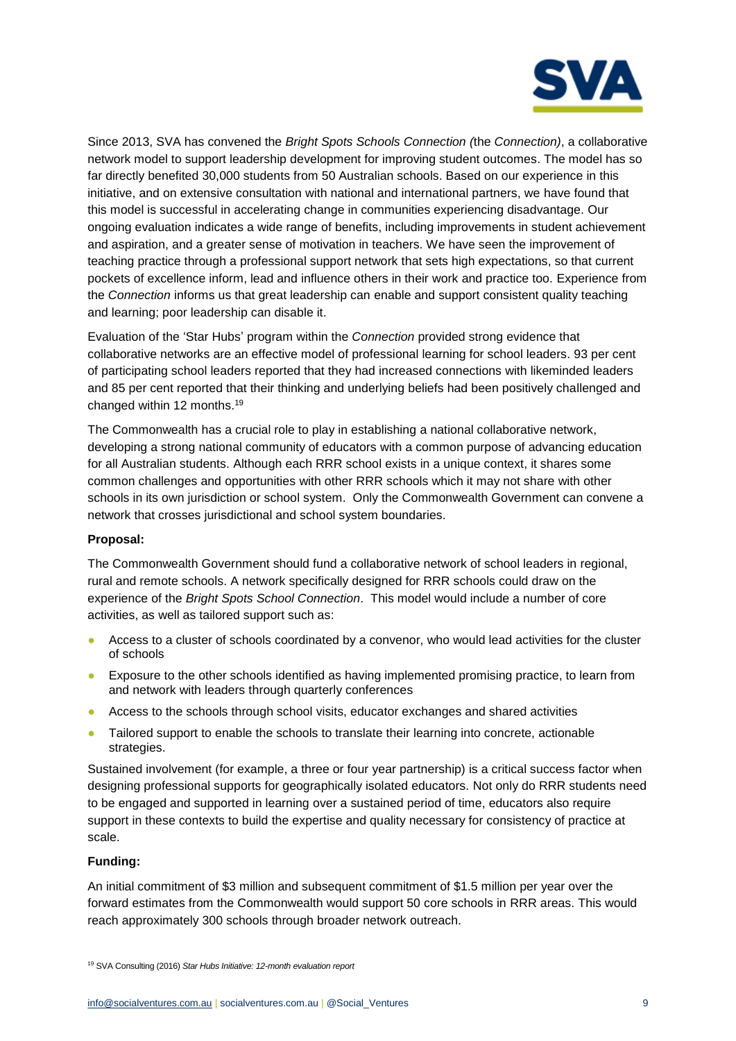Since 2013, SVA has convened the *Bright Spots Schools Connection (*the *Connection)*, a collaborative network model to support leadership development for improving student outcomes. The model has so far directly benefited 30,000 students from 50 Australian schools. Based on our experience in this initiative, and on extensive consultation with national and international partners, we have found that this model is successful in accelerating change in communities experiencing disadvantage. Our ongoing evaluation indicates a wide range of benefits, including improvements in student achievement and aspiration, and a greater sense of motivation in teachers. We have seen the improvement of teaching practice through a professional support network that sets high expectations, so that current pockets of excellence inform, lead and influence others in their work and practice too. Experience from the *Connection* informs us that great leadership can enable and support consistent quality teaching and learning; poor leadership can disable it.

Evaluation of the 'Star Hubs' program within the *Connection* provided strong evidence that collaborative networks are an effective model of professional learning for school leaders. 93 per cent of participating school leaders reported that they had increased connections with likeminded leaders and 85 per cent reported that their thinking and underlying beliefs had been positively challenged and changed within 12 months.[19]

The Commonwealth has a crucial role to play in establishing a national collaborative network, developing a strong national community of educators with a common purpose of advancing education for all Australian students. Although each RRR school exists in a unique context, it shares some common challenges and opportunities with other RRR schools which it may not share with other schools in its own jurisdiction or school system. Only the Commonwealth Government can convene a network that crosses jurisdictional and school system boundaries.

**Proposal:**

The Commonwealth Government should fund a collaborative network of school leaders in regional, rural and remote schools. A network specifically designed for RRR schools could draw on the experience of the *Bright Spots School Connection*. This model would include a number of core activities, as well as tailored support such as:

- Access to a cluster of schools coordinated by a convenor, who would lead activities for the cluster of schools
- Exposure to the other schools identified as having implemented promising practice, to learn from and network with leaders through quarterly conferences
- Access to the schools through school visits, educator exchanges and shared activities
- Tailored support to enable the schools to translate their learning into concrete, actionable strategies.

Sustained involvement (for example, a three or four year partnership) is a critical success factor when designing professional supports for geographically isolated educators. Not only do RRR students need to be engaged and supported in learning over a sustained period of time, educators also require support in these contexts to build the expertise and quality necessary for consistency of practice at scale.

**Funding:**

An initial commitment of $3 million and subsequent commitment of $1.5 million per year over the forward estimates from the Commonwealth would support 50 core schools in RRR areas. This would reach approximately 300 schools through broader network outreach.

[19] SVA Consulting (2016) *Star Hubs Initiative: 12-month evaluation report*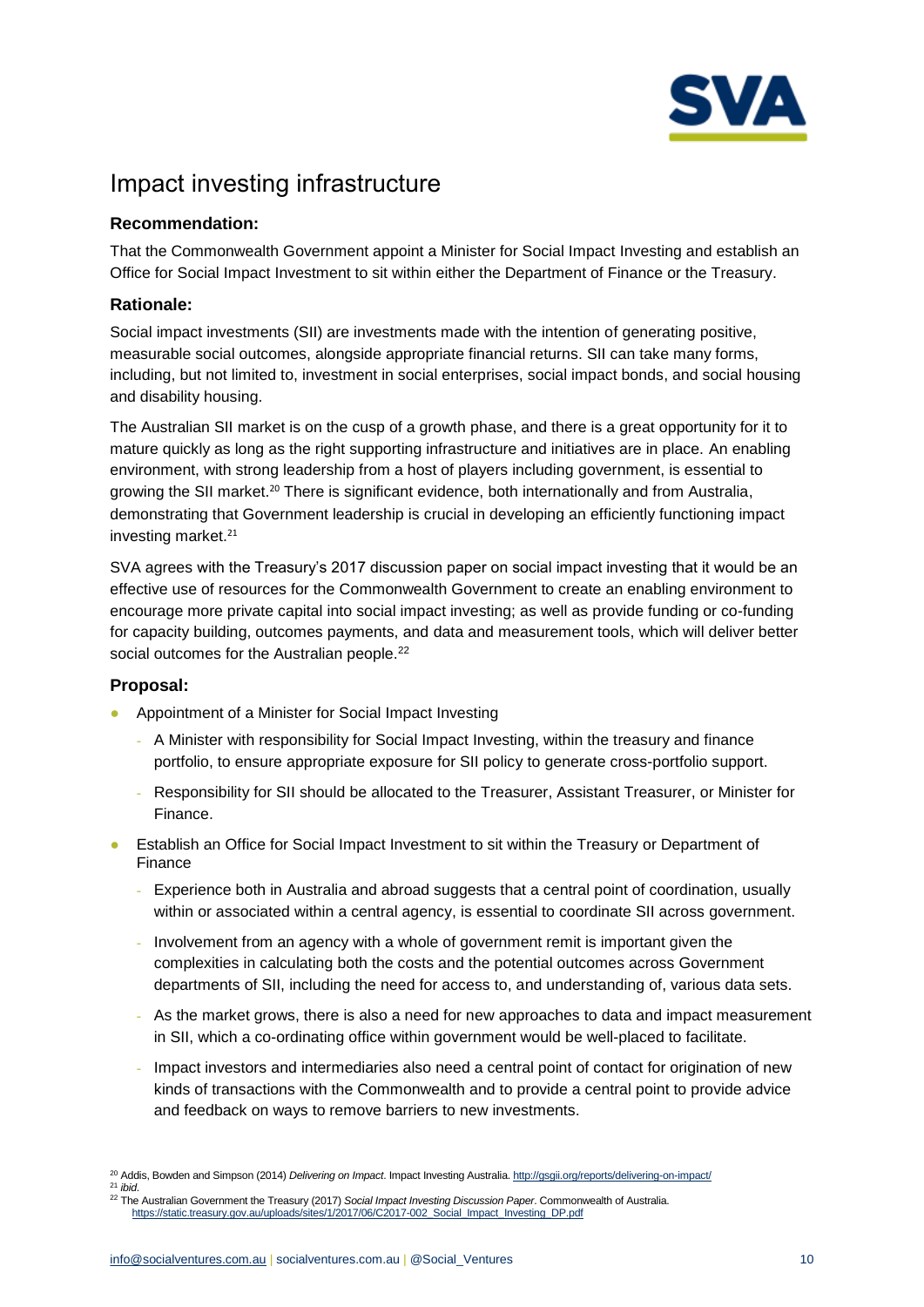# Impact investing infrastructure

### Recommendation:

That the Commonwealth Government appoint a Minister for Social Impact Investing and establish an Office for Social Impact Investment to sit within either the Department of Finance or the Treasury.

### Rationale:

Social impact investments (SII) are investments made with the intention of generating positive, measurable social outcomes, alongside appropriate financial returns. SII can take many forms, including, but not limited to, investment in social enterprises, social impact bonds, and social housing and disability housing.

The Australian SII market is on the cusp of a growth phase, and there is a great opportunity for it to mature quickly as long as the right supporting infrastructure and initiatives are in place. An enabling environment, with strong leadership from a host of players including government, is essential to growing the SII market.[20] There is significant evidence, both internationally and from Australia, demonstrating that Government leadership is crucial in developing an efficiently functioning impact investing market.[21]

SVA agrees with the Treasury's 2017 discussion paper on social impact investing that it would be an effective use of resources for the Commonwealth Government to create an enabling environment to encourage more private capital into social impact investing; as well as provide funding or co-funding for capacity building, outcomes payments, and data and measurement tools, which will deliver better social outcomes for the Australian people.[22]

### Proposal:

- Appointment of a Minister for Social Impact Investing
  - A Minister with responsibility for Social Impact Investing, within the treasury and finance portfolio, to ensure appropriate exposure for SII policy to generate cross-portfolio support.
  - Responsibility for SII should be allocated to the Treasurer, Assistant Treasurer, or Minister for Finance.
- Establish an Office for Social Impact Investment to sit within the Treasury or Department of Finance
  - Experience both in Australia and abroad suggests that a central point of coordination, usually within or associated within a central agency, is essential to coordinate SII across government.
  - Involvement from an agency with a whole of government remit is important given the complexities in calculating both the costs and the potential outcomes across Government departments of SII, including the need for access to, and understanding of, various data sets.
  - As the market grows, there is also a need for new approaches to data and impact measurement in SII, which a co-ordinating office within government would be well-placed to facilitate.
  - Impact investors and intermediaries also need a central point of contact for origination of new kinds of transactions with the Commonwealth and to provide a central point to provide advice and feedback on ways to remove barriers to new investments.

[20] Addis, Bowden and Simpson (2014) *Delivering on Impact*. Impact Investing Australia. http://gsgii.org/reports/delivering-on-impact/

[21] *ibid.*

[22] The Australian Government the Treasury (2017) *Social Impact Investing Discussion Paper*. Commonwealth of Australia. https://static.treasury.gov.au/uploads/sites/1/2017/06/C2017-002_Social_Impact_Investing_DP.pdf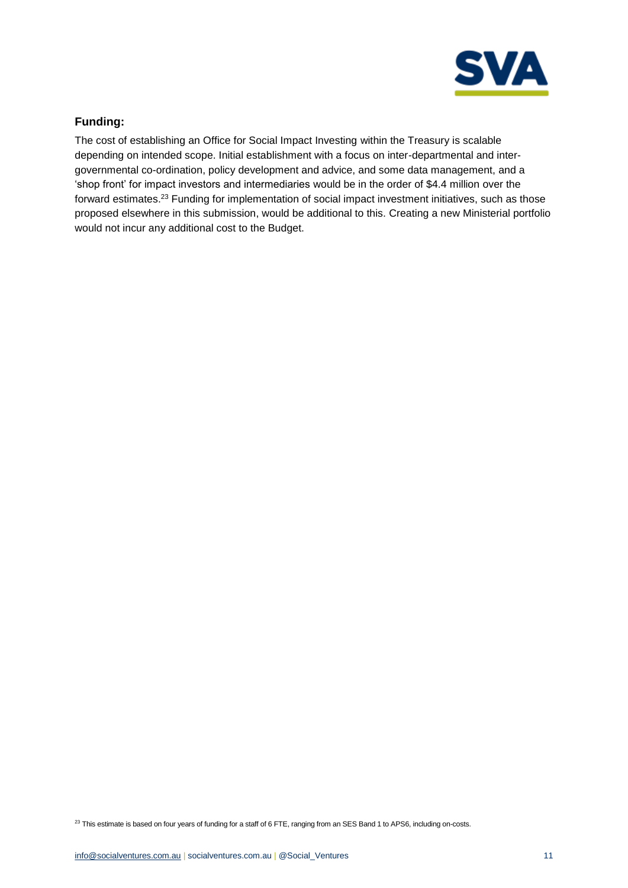**Funding:**

The cost of establishing an Office for Social Impact Investing within the Treasury is scalable depending on intended scope. Initial establishment with a focus on inter-departmental and inter-governmental co-ordination, policy development and advice, and some data management, and a 'shop front' for impact investors and intermediaries would be in the order of $4.4 million over the forward estimates.[23] Funding for implementation of social impact investment initiatives, such as those proposed elsewhere in this submission, would be additional to this. Creating a new Ministerial portfolio would not incur any additional cost to the Budget.

[23] This estimate is based on four years of funding for a staff of 6 FTE, ranging from an SES Band 1 to APS6, including on-costs.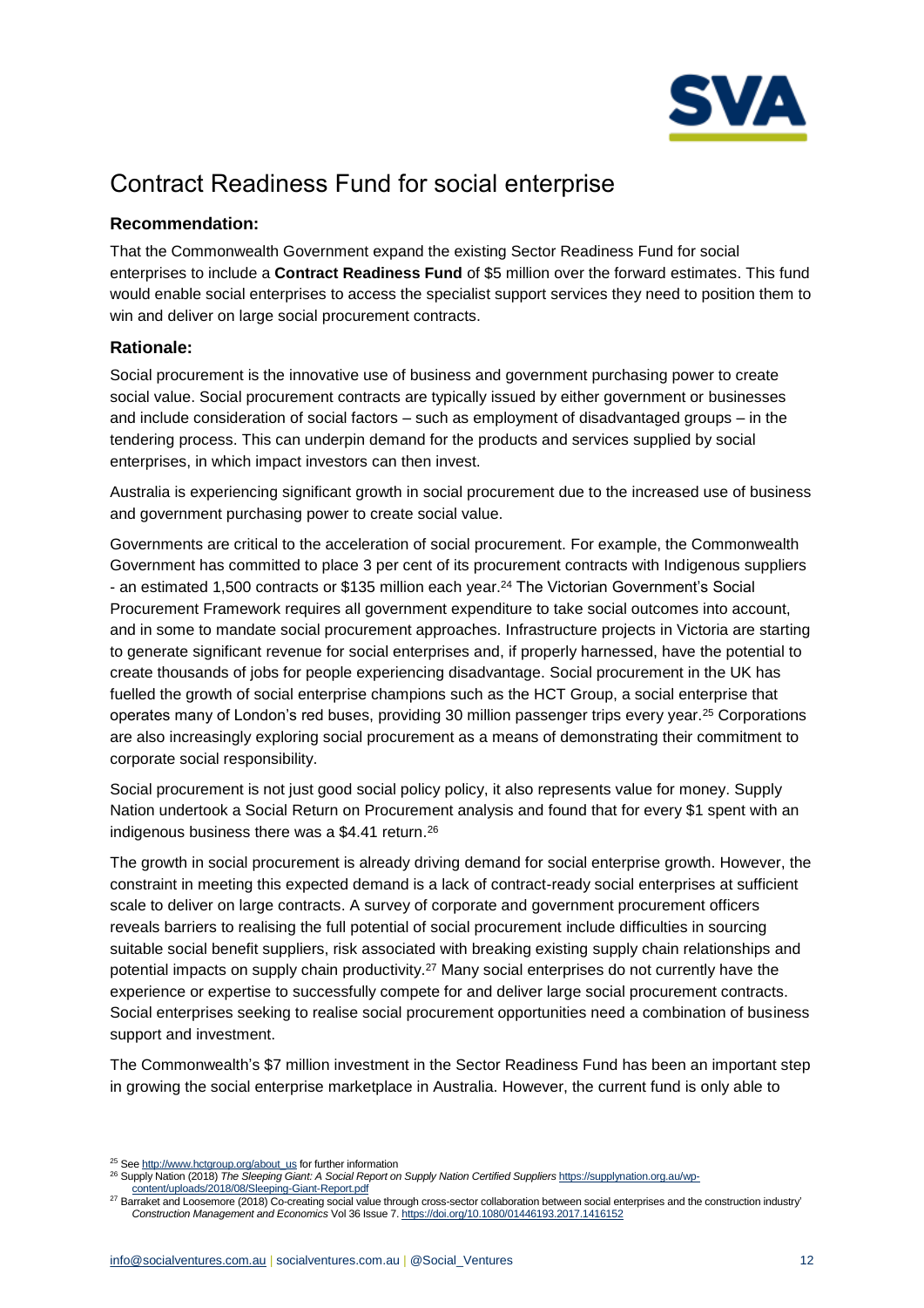## Contract Readiness Fund for social enterprise

### Recommendation:

That the Commonwealth Government expand the existing Sector Readiness Fund for social enterprises to include a **Contract Readiness Fund** of $5 million over the forward estimates. This fund would enable social enterprises to access the specialist support services they need to position them to win and deliver on large social procurement contracts.

### Rationale:

Social procurement is the innovative use of business and government purchasing power to create social value. Social procurement contracts are typically issued by either government or businesses and include consideration of social factors – such as employment of disadvantaged groups – in the tendering process. This can underpin demand for the products and services supplied by social enterprises, in which impact investors can then invest.

Australia is experiencing significant growth in social procurement due to the increased use of business and government purchasing power to create social value.

Governments are critical to the acceleration of social procurement. For example, the Commonwealth Government has committed to place 3 per cent of its procurement contracts with Indigenous suppliers - an estimated 1,500 contracts or $135 million each year.[24] The Victorian Government's Social Procurement Framework requires all government expenditure to take social outcomes into account, and in some to mandate social procurement approaches. Infrastructure projects in Victoria are starting to generate significant revenue for social enterprises and, if properly harnessed, have the potential to create thousands of jobs for people experiencing disadvantage. Social procurement in the UK has fuelled the growth of social enterprise champions such as the HCT Group, a social enterprise that operates many of London's red buses, providing 30 million passenger trips every year.[25] Corporations are also increasingly exploring social procurement as a means of demonstrating their commitment to corporate social responsibility.

Social procurement is not just good social policy policy, it also represents value for money. Supply Nation undertook a Social Return on Procurement analysis and found that for every $1 spent with an indigenous business there was a $4.41 return.[26]

The growth in social procurement is already driving demand for social enterprise growth. However, the constraint in meeting this expected demand is a lack of contract-ready social enterprises at sufficient scale to deliver on large contracts. A survey of corporate and government procurement officers reveals barriers to realising the full potential of social procurement include difficulties in sourcing suitable social benefit suppliers, risk associated with breaking existing supply chain relationships and potential impacts on supply chain productivity.[27] Many social enterprises do not currently have the experience or expertise to successfully compete for and deliver large social procurement contracts. Social enterprises seeking to realise social procurement opportunities need a combination of business support and investment.

The Commonwealth's $7 million investment in the Sector Readiness Fund has been an important step in growing the social enterprise marketplace in Australia. However, the current fund is only able to

---

[25] See http://www.hctgroup.org/about_us for further information

[26] Supply Nation (2018) *The Sleeping Giant: A Social Report on Supply Nation Certified Suppliers* https://supplynation.org.au/wp-content/uploads/2018/08/Sleeping-Giant-Report.pdf

[27] Barraket and Loosemore (2018) Co-creating social value through cross-sector collaboration between social enterprises and the construction industry' *Construction Management and Economics* Vol 36 Issue 7. https://doi.org/10.1080/01446193.2017.1416152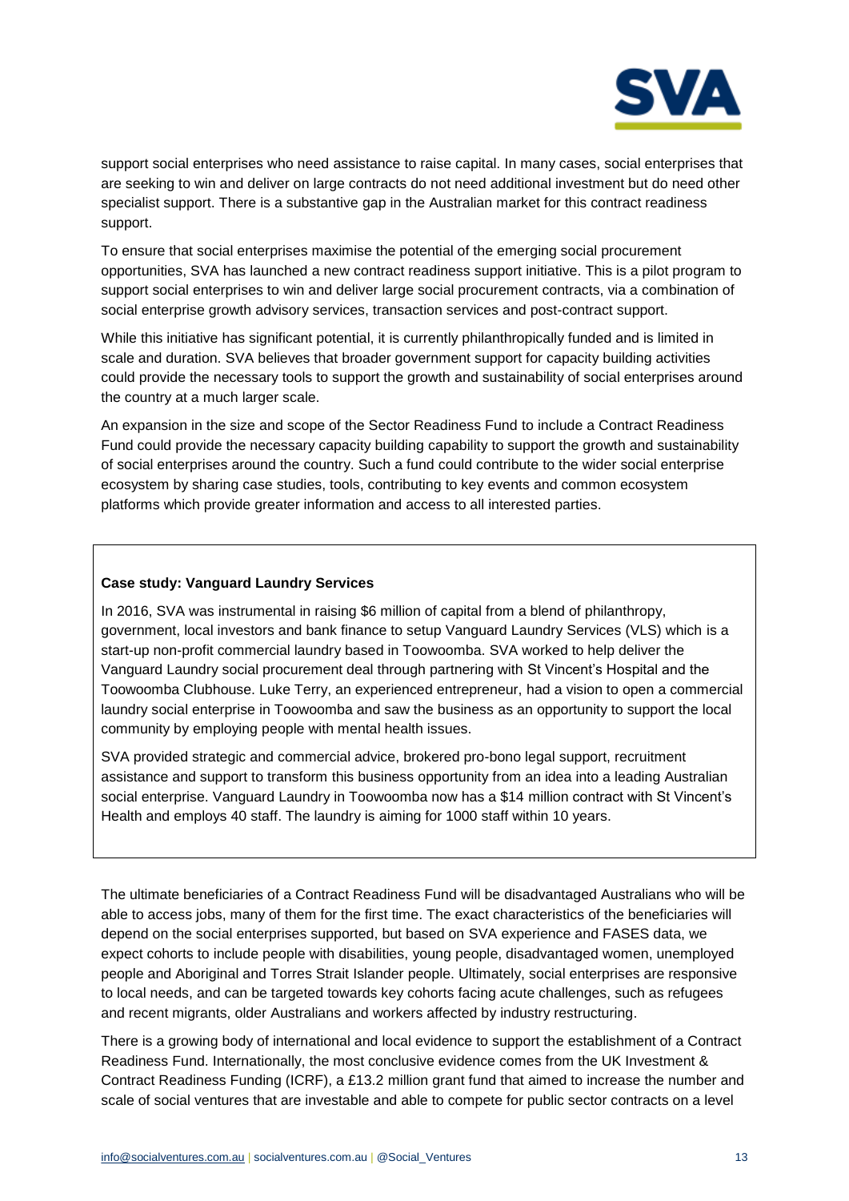support social enterprises who need assistance to raise capital. In many cases, social enterprises that are seeking to win and deliver on large contracts do not need additional investment but do need other specialist support. There is a substantive gap in the Australian market for this contract readiness support.

To ensure that social enterprises maximise the potential of the emerging social procurement opportunities, SVA has launched a new contract readiness support initiative. This is a pilot program to support social enterprises to win and deliver large social procurement contracts, via a combination of social enterprise growth advisory services, transaction services and post-contract support.

While this initiative has significant potential, it is currently philanthropically funded and is limited in scale and duration. SVA believes that broader government support for capacity building activities could provide the necessary tools to support the growth and sustainability of social enterprises around the country at a much larger scale.

An expansion in the size and scope of the Sector Readiness Fund to include a Contract Readiness Fund could provide the necessary capacity building capability to support the growth and sustainability of social enterprises around the country. Such a fund could contribute to the wider social enterprise ecosystem by sharing case studies, tools, contributing to key events and common ecosystem platforms which provide greater information and access to all interested parties.

**Case study: Vanguard Laundry Services**

In 2016, SVA was instrumental in raising $6 million of capital from a blend of philanthropy, government, local investors and bank finance to setup Vanguard Laundry Services (VLS) which is a start-up non-profit commercial laundry based in Toowoomba. SVA worked to help deliver the Vanguard Laundry social procurement deal through partnering with St Vincent's Hospital and the Toowoomba Clubhouse. Luke Terry, an experienced entrepreneur, had a vision to open a commercial laundry social enterprise in Toowoomba and saw the business as an opportunity to support the local community by employing people with mental health issues.

SVA provided strategic and commercial advice, brokered pro-bono legal support, recruitment assistance and support to transform this business opportunity from an idea into a leading Australian social enterprise. Vanguard Laundry in Toowoomba now has a $14 million contract with St Vincent's Health and employs 40 staff. The laundry is aiming for 1000 staff within 10 years.

The ultimate beneficiaries of a Contract Readiness Fund will be disadvantaged Australians who will be able to access jobs, many of them for the first time. The exact characteristics of the beneficiaries will depend on the social enterprises supported, but based on SVA experience and FASES data, we expect cohorts to include people with disabilities, young people, disadvantaged women, unemployed people and Aboriginal and Torres Strait Islander people. Ultimately, social enterprises are responsive to local needs, and can be targeted towards key cohorts facing acute challenges, such as refugees and recent migrants, older Australians and workers affected by industry restructuring.

There is a growing body of international and local evidence to support the establishment of a Contract Readiness Fund. Internationally, the most conclusive evidence comes from the UK Investment & Contract Readiness Funding (ICRF), a £13.2 million grant fund that aimed to increase the number and scale of social ventures that are investable and able to compete for public sector contracts on a level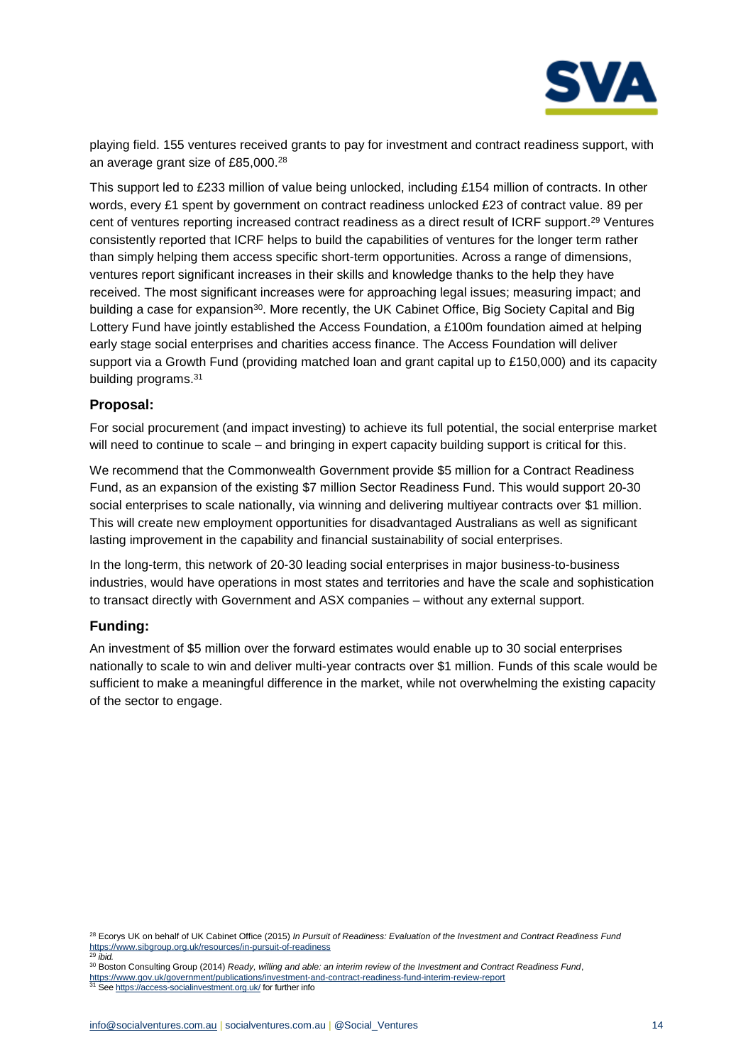playing field. 155 ventures received grants to pay for investment and contract readiness support, with an average grant size of £85,000.[28]

This support led to £233 million of value being unlocked, including £154 million of contracts. In other words, every £1 spent by government on contract readiness unlocked £23 of contract value. 89 per cent of ventures reporting increased contract readiness as a direct result of ICRF support.[29] Ventures consistently reported that ICRF helps to build the capabilities of ventures for the longer term rather than simply helping them access specific short-term opportunities. Across a range of dimensions, ventures report significant increases in their skills and knowledge thanks to the help they have received. The most significant increases were for approaching legal issues; measuring impact; and building a case for expansion[30]. More recently, the UK Cabinet Office, Big Society Capital and Big Lottery Fund have jointly established the Access Foundation, a £100m foundation aimed at helping early stage social enterprises and charities access finance. The Access Foundation will deliver support via a Growth Fund (providing matched loan and grant capital up to £150,000) and its capacity building programs.[31]

### Proposal:

For social procurement (and impact investing) to achieve its full potential, the social enterprise market will need to continue to scale – and bringing in expert capacity building support is critical for this.

We recommend that the Commonwealth Government provide $5 million for a Contract Readiness Fund, as an expansion of the existing $7 million Sector Readiness Fund. This would support 20-30 social enterprises to scale nationally, via winning and delivering multiyear contracts over $1 million. This will create new employment opportunities for disadvantaged Australians as well as significant lasting improvement in the capability and financial sustainability of social enterprises.

In the long-term, this network of 20-30 leading social enterprises in major business-to-business industries, would have operations in most states and territories and have the scale and sophistication to transact directly with Government and ASX companies – without any external support.

### Funding:

An investment of $5 million over the forward estimates would enable up to 30 social enterprises nationally to scale to win and deliver multi-year contracts over $1 million. Funds of this scale would be sufficient to make a meaningful difference in the market, while not overwhelming the existing capacity of the sector to engage.

---

[28] Ecorys UK on behalf of UK Cabinet Office (2015) *In Pursuit of Readiness: Evaluation of the Investment and Contract Readiness Fund* https://www.sibgroup.org.uk/resources/in-pursuit-of-readiness

[29] *ibid.*

[30] Boston Consulting Group (2014) *Ready, willing and able: an interim review of the Investment and Contract Readiness Fund*, https://www.gov.uk/government/publications/investment-and-contract-readiness-fund-interim-review-report

[31] See https://access-socialinvestment.org.uk/ for further info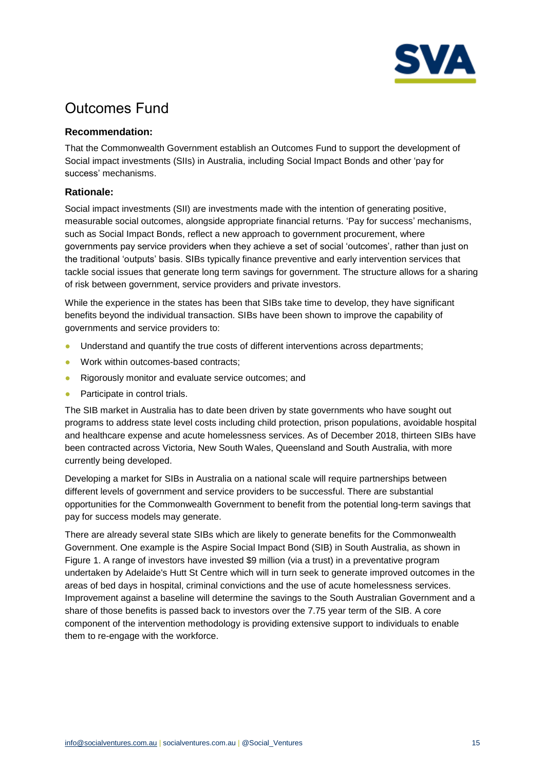# Outcomes Fund

### Recommendation:

That the Commonwealth Government establish an Outcomes Fund to support the development of Social impact investments (SIIs) in Australia, including Social Impact Bonds and other 'pay for success' mechanisms.

### Rationale:

Social impact investments (SII) are investments made with the intention of generating positive, measurable social outcomes, alongside appropriate financial returns. 'Pay for success' mechanisms, such as Social Impact Bonds, reflect a new approach to government procurement, where governments pay service providers when they achieve a set of social 'outcomes', rather than just on the traditional 'outputs' basis. SIBs typically finance preventive and early intervention services that tackle social issues that generate long term savings for government. The structure allows for a sharing of risk between government, service providers and private investors.

While the experience in the states has been that SIBs take time to develop, they have significant benefits beyond the individual transaction. SIBs have been shown to improve the capability of governments and service providers to:

- Understand and quantify the true costs of different interventions across departments;
- Work within outcomes-based contracts;
- Rigorously monitor and evaluate service outcomes; and
- Participate in control trials.

The SIB market in Australia has to date been driven by state governments who have sought out programs to address state level costs including child protection, prison populations, avoidable hospital and healthcare expense and acute homelessness services. As of December 2018, thirteen SIBs have been contracted across Victoria, New South Wales, Queensland and South Australia, with more currently being developed.

Developing a market for SIBs in Australia on a national scale will require partnerships between different levels of government and service providers to be successful. There are substantial opportunities for the Commonwealth Government to benefit from the potential long-term savings that pay for success models may generate.

There are already several state SIBs which are likely to generate benefits for the Commonwealth Government. One example is the Aspire Social Impact Bond (SIB) in South Australia, as shown in Figure 1. A range of investors have invested $9 million (via a trust) in a preventative program undertaken by Adelaide's Hutt St Centre which will in turn seek to generate improved outcomes in the areas of bed days in hospital, criminal convictions and the use of acute homelessness services. Improvement against a baseline will determine the savings to the South Australian Government and a share of those benefits is passed back to investors over the 7.75 year term of the SIB. A core component of the intervention methodology is providing extensive support to individuals to enable them to re-engage with the workforce.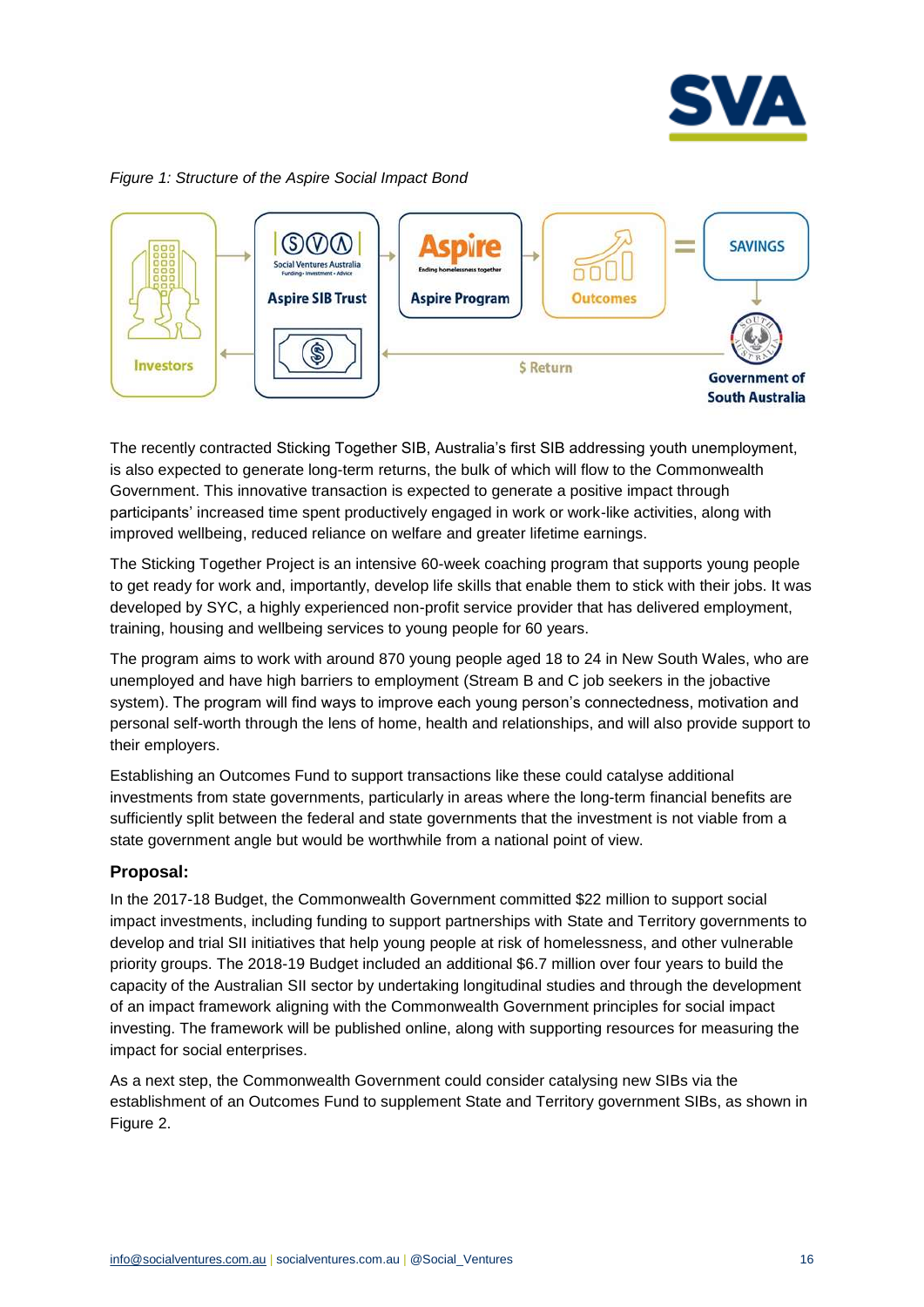*Figure 1: Structure of the Aspire Social Impact Bond*

The recently contracted Sticking Together SIB, Australia's first SIB addressing youth unemployment, is also expected to generate long-term returns, the bulk of which will flow to the Commonwealth Government. This innovative transaction is expected to generate a positive impact through participants' increased time spent productively engaged in work or work-like activities, along with improved wellbeing, reduced reliance on welfare and greater lifetime earnings.

The Sticking Together Project is an intensive 60-week coaching program that supports young people to get ready for work and, importantly, develop life skills that enable them to stick with their jobs. It was developed by SYC, a highly experienced non-profit service provider that has delivered employment, training, housing and wellbeing services to young people for 60 years.

The program aims to work with around 870 young people aged 18 to 24 in New South Wales, who are unemployed and have high barriers to employment (Stream B and C job seekers in the jobactive system). The program will find ways to improve each young person's connectedness, motivation and personal self-worth through the lens of home, health and relationships, and will also provide support to their employers.

Establishing an Outcomes Fund to support transactions like these could catalyse additional investments from state governments, particularly in areas where the long-term financial benefits are sufficiently split between the federal and state governments that the investment is not viable from a state government angle but would be worthwhile from a national point of view.

### Proposal:

In the 2017-18 Budget, the Commonwealth Government committed $22 million to support social impact investments, including funding to support partnerships with State and Territory governments to develop and trial SII initiatives that help young people at risk of homelessness, and other vulnerable priority groups. The 2018-19 Budget included an additional $6.7 million over four years to build the capacity of the Australian SII sector by undertaking longitudinal studies and through the development of an impact framework aligning with the Commonwealth Government principles for social impact investing. The framework will be published online, along with supporting resources for measuring the impact for social enterprises.

As a next step, the Commonwealth Government could consider catalysing new SIBs via the establishment of an Outcomes Fund to supplement State and Territory government SIBs, as shown in Figure 2.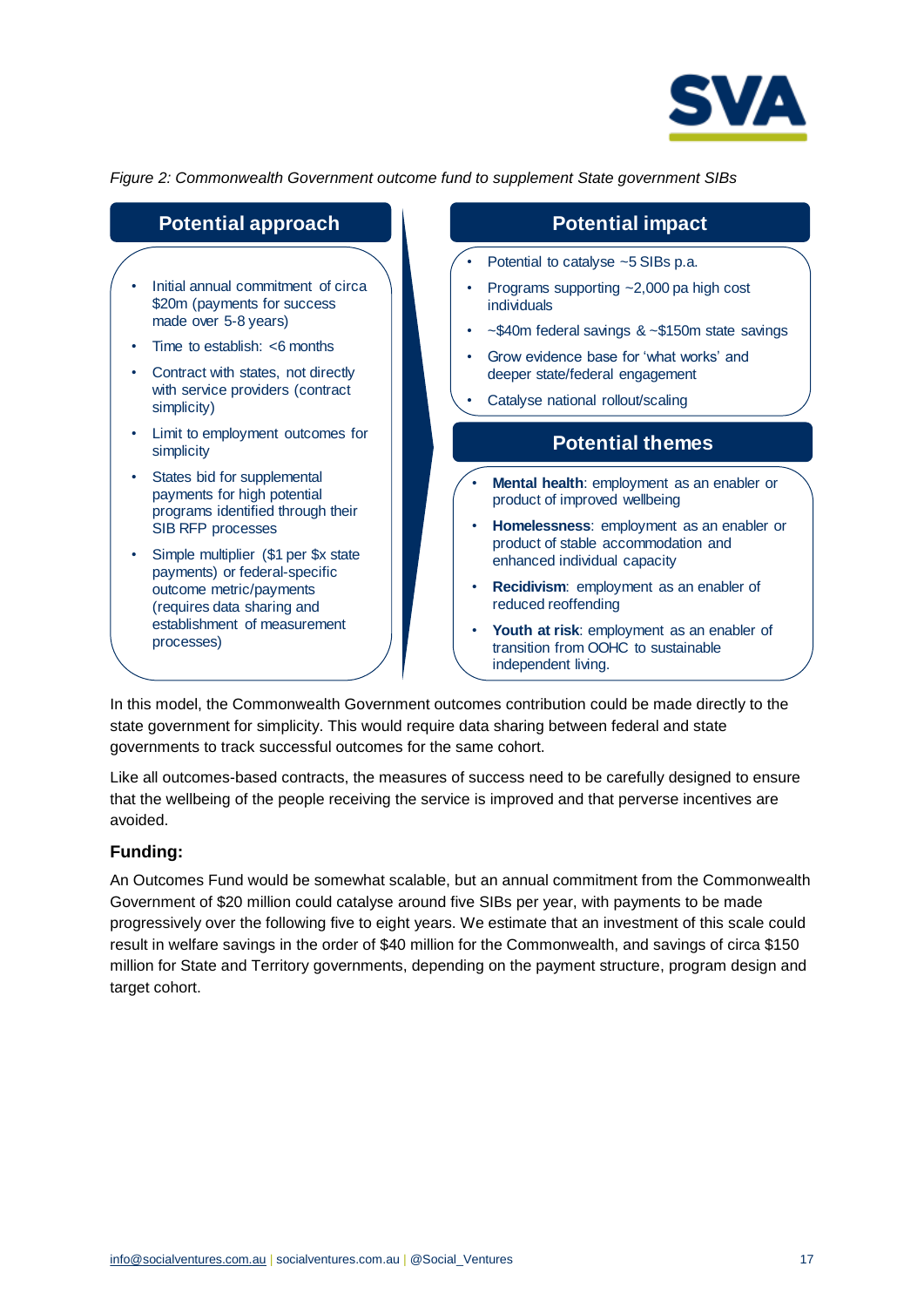*Figure 2: Commonwealth Government outcome fund to supplement State government SIBs*

## Potential approach

- Initial annual commitment of circa $20m (payments for success made over 5-8 years)
- Time to establish: <6 months
- Contract with states, not directly with service providers (contract simplicity)
- Limit to employment outcomes for simplicity
- States bid for supplemental payments for high potential programs identified through their SIB RFP processes
- Simple multiplier ($1 per $x state payments) or federal-specific outcome metric/payments (requires data sharing and establishment of measurement processes)

## Potential impact

- Potential to catalyse ~5 SIBs p.a.
- Programs supporting ~2,000 pa high cost individuals
- ~$40m federal savings & ~$150m state savings
- Grow evidence base for 'what works' and deeper state/federal engagement
- Catalyse national rollout/scaling

## Potential themes

- **Mental health**: employment as an enabler or product of improved wellbeing
- **Homelessness**: employment as an enabler or product of stable accommodation and enhanced individual capacity
- **Recidivism**: employment as an enabler of reduced reoffending
- **Youth at risk**: employment as an enabler of transition from OOHC to sustainable independent living.

In this model, the Commonwealth Government outcomes contribution could be made directly to the state government for simplicity. This would require data sharing between federal and state governments to track successful outcomes for the same cohort.

Like all outcomes-based contracts, the measures of success need to be carefully designed to ensure that the wellbeing of the people receiving the service is improved and that perverse incentives are avoided.

### Funding:

An Outcomes Fund would be somewhat scalable, but an annual commitment from the Commonwealth Government of $20 million could catalyse around five SIBs per year, with payments to be made progressively over the following five to eight years. We estimate that an investment of this scale could result in welfare savings in the order of $40 million for the Commonwealth, and savings of circa $150 million for State and Territory governments, depending on the payment structure, program design and target cohort.